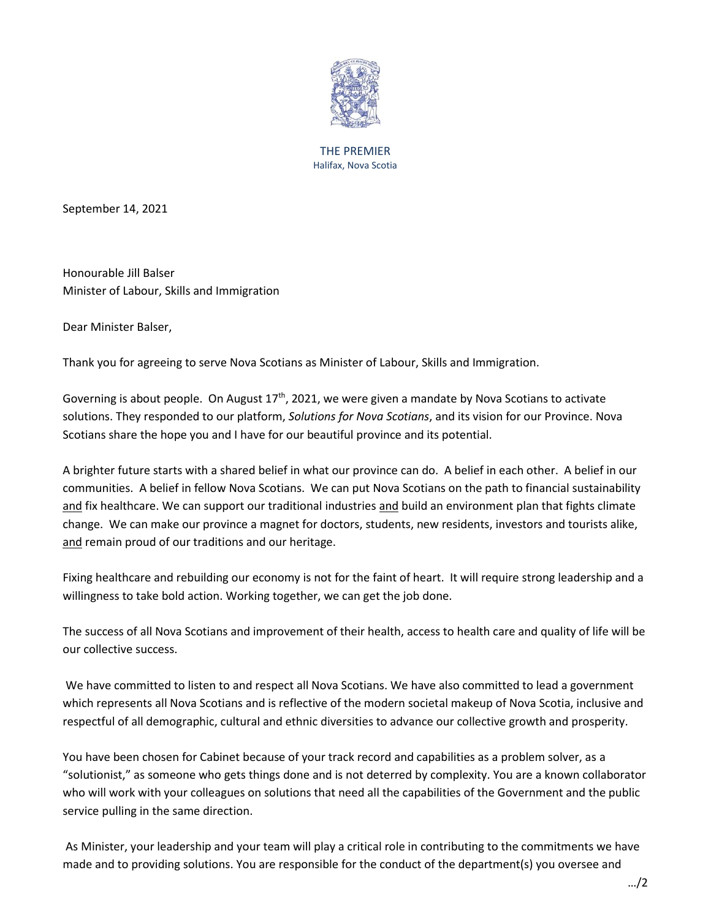THE PREMIER
Halifax, Nova Scotia

September 14, 2021

Honourable Jill Balser
Minister of Labour, Skills and Immigration

Dear Minister Balser,

Thank you for agreeing to serve Nova Scotians as Minister of Labour, Skills and Immigration.

Governing is about people. On August 17th, 2021, we were given a mandate by Nova Scotians to activate solutions. They responded to our platform, *Solutions for Nova Scotians*, and its vision for our Province. Nova Scotians share the hope you and I have for our beautiful province and its potential.

A brighter future starts with a shared belief in what our province can do. A belief in each other. A belief in our communities. A belief in fellow Nova Scotians. We can put Nova Scotians on the path to financial sustainability <u>and</u> fix healthcare. We can support our traditional industries <u>and</u> build an environment plan that fights climate change. We can make our province a magnet for doctors, students, new residents, investors and tourists alike, <u>and</u> remain proud of our traditions and our heritage.

Fixing healthcare and rebuilding our economy is not for the faint of heart. It will require strong leadership and a willingness to take bold action. Working together, we can get the job done.

The success of all Nova Scotians and improvement of their health, access to health care and quality of life will be our collective success.

We have committed to listen to and respect all Nova Scotians. We have also committed to lead a government which represents all Nova Scotians and is reflective of the modern societal makeup of Nova Scotia, inclusive and respectful of all demographic, cultural and ethnic diversities to advance our collective growth and prosperity.

You have been chosen for Cabinet because of your track record and capabilities as a problem solver, as a "solutionist," as someone who gets things done and is not deterred by complexity. You are a known collaborator who will work with your colleagues on solutions that need all the capabilities of the Government and the public service pulling in the same direction.

As Minister, your leadership and your team will play a critical role in contributing to the commitments we have made and to providing solutions. You are responsible for the conduct of the department(s) you oversee and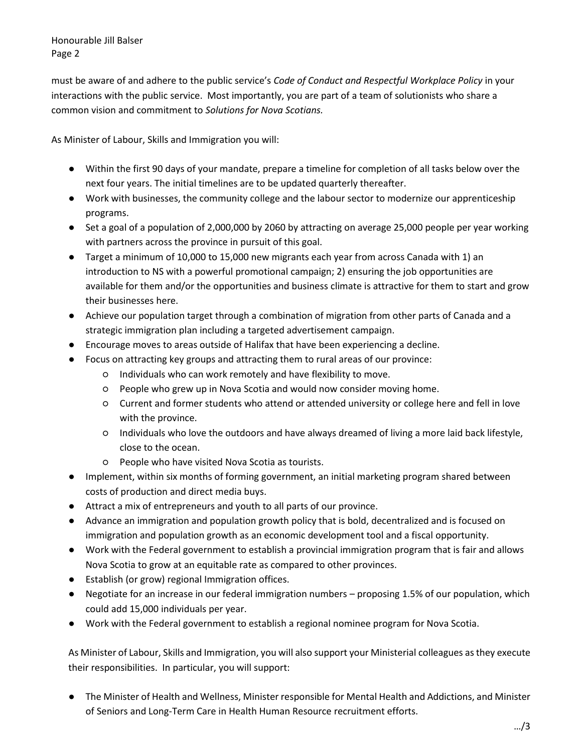must be aware of and adhere to the public service's *Code of Conduct and Respectful Workplace Policy* in your interactions with the public service. Most importantly, you are part of a team of solutionists who share a common vision and commitment to *Solutions for Nova Scotians.*

As Minister of Labour, Skills and Immigration you will:

- Within the first 90 days of your mandate, prepare a timeline for completion of all tasks below over the next four years. The initial timelines are to be updated quarterly thereafter.
- Work with businesses, the community college and the labour sector to modernize our apprenticeship programs.
- Set a goal of a population of 2,000,000 by 2060 by attracting on average 25,000 people per year working with partners across the province in pursuit of this goal.
- Target a minimum of 10,000 to 15,000 new migrants each year from across Canada with 1) an introduction to NS with a powerful promotional campaign; 2) ensuring the job opportunities are available for them and/or the opportunities and business climate is attractive for them to start and grow their businesses here.
- Achieve our population target through a combination of migration from other parts of Canada and a strategic immigration plan including a targeted advertisement campaign.
- Encourage moves to areas outside of Halifax that have been experiencing a decline.
- Focus on attracting key groups and attracting them to rural areas of our province:
  - Individuals who can work remotely and have flexibility to move.
  - People who grew up in Nova Scotia and would now consider moving home.
  - Current and former students who attend or attended university or college here and fell in love with the province.
  - Individuals who love the outdoors and have always dreamed of living a more laid back lifestyle, close to the ocean.
  - People who have visited Nova Scotia as tourists.
- Implement, within six months of forming government, an initial marketing program shared between costs of production and direct media buys.
- Attract a mix of entrepreneurs and youth to all parts of our province.
- Advance an immigration and population growth policy that is bold, decentralized and is focused on immigration and population growth as an economic development tool and a fiscal opportunity.
- Work with the Federal government to establish a provincial immigration program that is fair and allows Nova Scotia to grow at an equitable rate as compared to other provinces.
- Establish (or grow) regional Immigration offices.
- Negotiate for an increase in our federal immigration numbers – proposing 1.5% of our population, which could add 15,000 individuals per year.
- Work with the Federal government to establish a regional nominee program for Nova Scotia.

As Minister of Labour, Skills and Immigration, you will also support your Ministerial colleagues as they execute their responsibilities. In particular, you will support:

- The Minister of Health and Wellness, Minister responsible for Mental Health and Addictions, and Minister of Seniors and Long-Term Care in Health Human Resource recruitment efforts.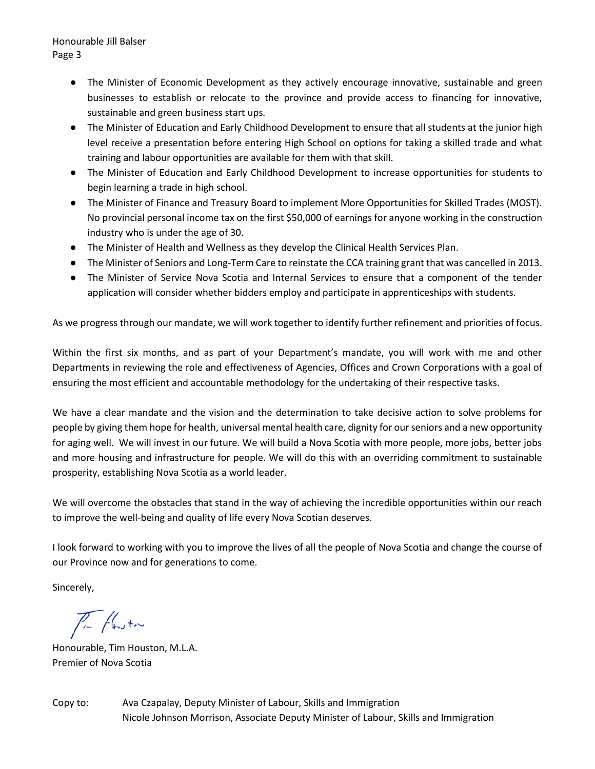- The Minister of Economic Development as they actively encourage innovative, sustainable and green businesses to establish or relocate to the province and provide access to financing for innovative, sustainable and green business start ups.
- The Minister of Education and Early Childhood Development to ensure that all students at the junior high level receive a presentation before entering High School on options for taking a skilled trade and what training and labour opportunities are available for them with that skill.
- The Minister of Education and Early Childhood Development to increase opportunities for students to begin learning a trade in high school.
- The Minister of Finance and Treasury Board to implement More Opportunities for Skilled Trades (MOST). No provincial personal income tax on the first $50,000 of earnings for anyone working in the construction industry who is under the age of 30.
- The Minister of Health and Wellness as they develop the Clinical Health Services Plan.
- The Minister of Seniors and Long-Term Care to reinstate the CCA training grant that was cancelled in 2013.
- The Minister of Service Nova Scotia and Internal Services to ensure that a component of the tender application will consider whether bidders employ and participate in apprenticeships with students.

As we progress through our mandate, we will work together to identify further refinement and priorities of focus.

Within the first six months, and as part of your Department's mandate, you will work with me and other Departments in reviewing the role and effectiveness of Agencies, Offices and Crown Corporations with a goal of ensuring the most efficient and accountable methodology for the undertaking of their respective tasks.

We have a clear mandate and the vision and the determination to take decisive action to solve problems for people by giving them hope for health, universal mental health care, dignity for our seniors and a new opportunity for aging well. We will invest in our future. We will build a Nova Scotia with more people, more jobs, better jobs and more housing and infrastructure for people. We will do this with an overriding commitment to sustainable prosperity, establishing Nova Scotia as a world leader.

We will overcome the obstacles that stand in the way of achieving the incredible opportunities within our reach to improve the well-being and quality of life every Nova Scotian deserves.

I look forward to working with you to improve the lives of all the people of Nova Scotia and change the course of our Province now and for generations to come.

Sincerely,

Honourable, Tim Houston, M.L.A.
Premier of Nova Scotia

Copy to: Ava Czapalay, Deputy Minister of Labour, Skills and Immigration
Nicole Johnson Morrison, Associate Deputy Minister of Labour, Skills and Immigration